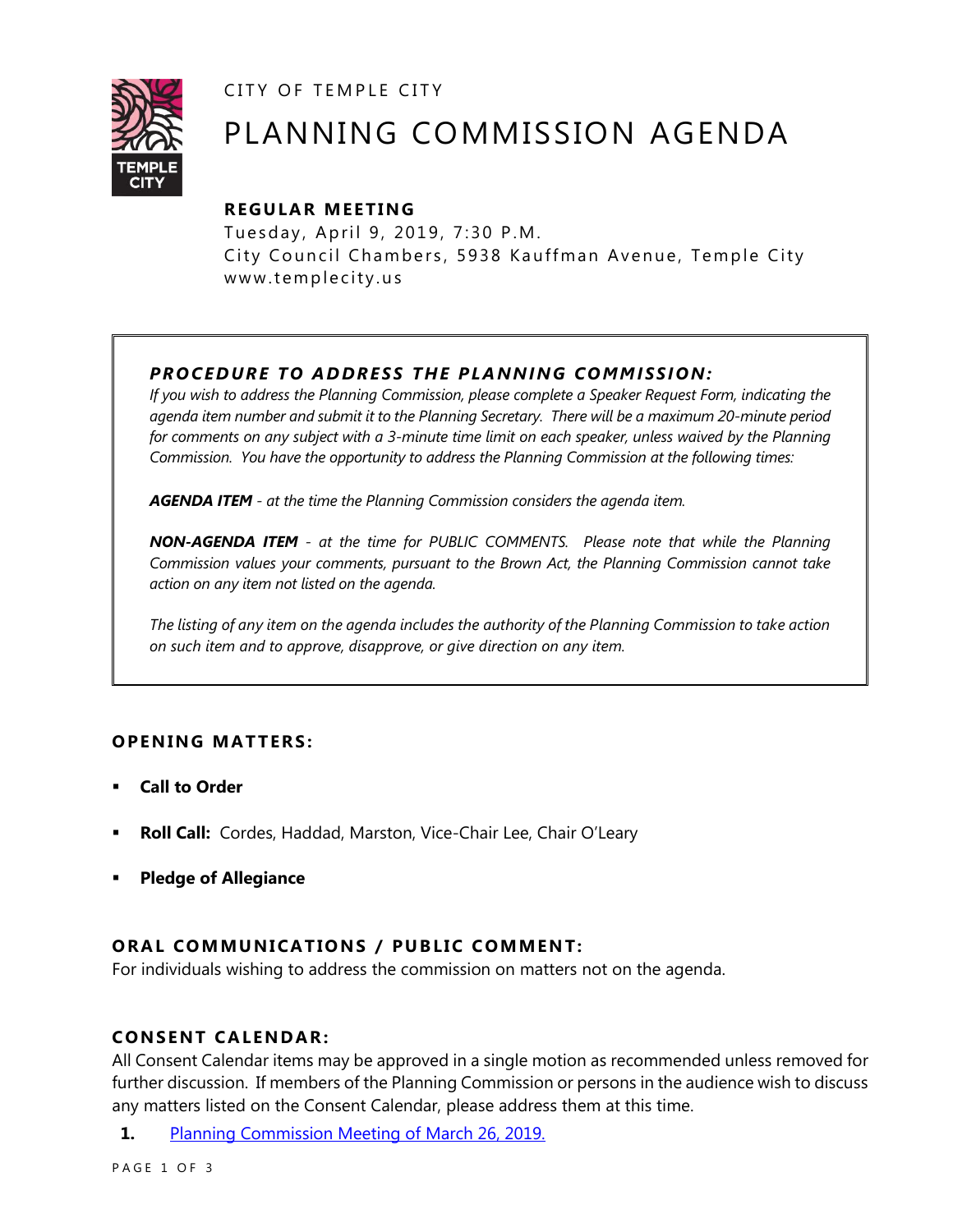CITY OF TEMPLE CITY

# PLANNING COMMISSION AGENDA

### REGULAR MEETING

Tuesday, April 9, 2019, 7:30 P.M.
City Council Chambers, 5938 Kauffman Avenue, Temple City
www.templecity.us

> ***PROCEDURE TO ADDRESS THE PLANNING COMMISSION:***
> *If you wish to address the Planning Commission, please complete a Speaker Request Form, indicating the agenda item number and submit it to the Planning Secretary. There will be a maximum 20-minute period for comments on any subject with a 3-minute time limit on each speaker, unless waived by the Planning Commission. You have the opportunity to address the Planning Commission at the following times:*
>
> ***AGENDA ITEM*** *- at the time the Planning Commission considers the agenda item.*
>
> ***NON-AGENDA ITEM*** *- at the time for PUBLIC COMMENTS. Please note that while the Planning Commission values your comments, pursuant to the Brown Act, the Planning Commission cannot take action on any item not listed on the agenda.*
>
> *The listing of any item on the agenda includes the authority of the Planning Commission to take action on such item and to approve, disapprove, or give direction on any item.*

### OPENING MATTERS:

- **Call to Order**
- **Roll Call:** Cordes, Haddad, Marston, Vice-Chair Lee, Chair O'Leary
- **Pledge of Allegiance**

### ORAL COMMUNICATIONS / PUBLIC COMMENT:

For individuals wishing to address the commission on matters not on the agenda.

### CONSENT CALENDAR:

All Consent Calendar items may be approved in a single motion as recommended unless removed for further discussion. If members of the Planning Commission or persons in the audience wish to discuss any matters listed on the Consent Calendar, please address them at this time.

**1.** Planning Commission Meeting of March 26, 2019.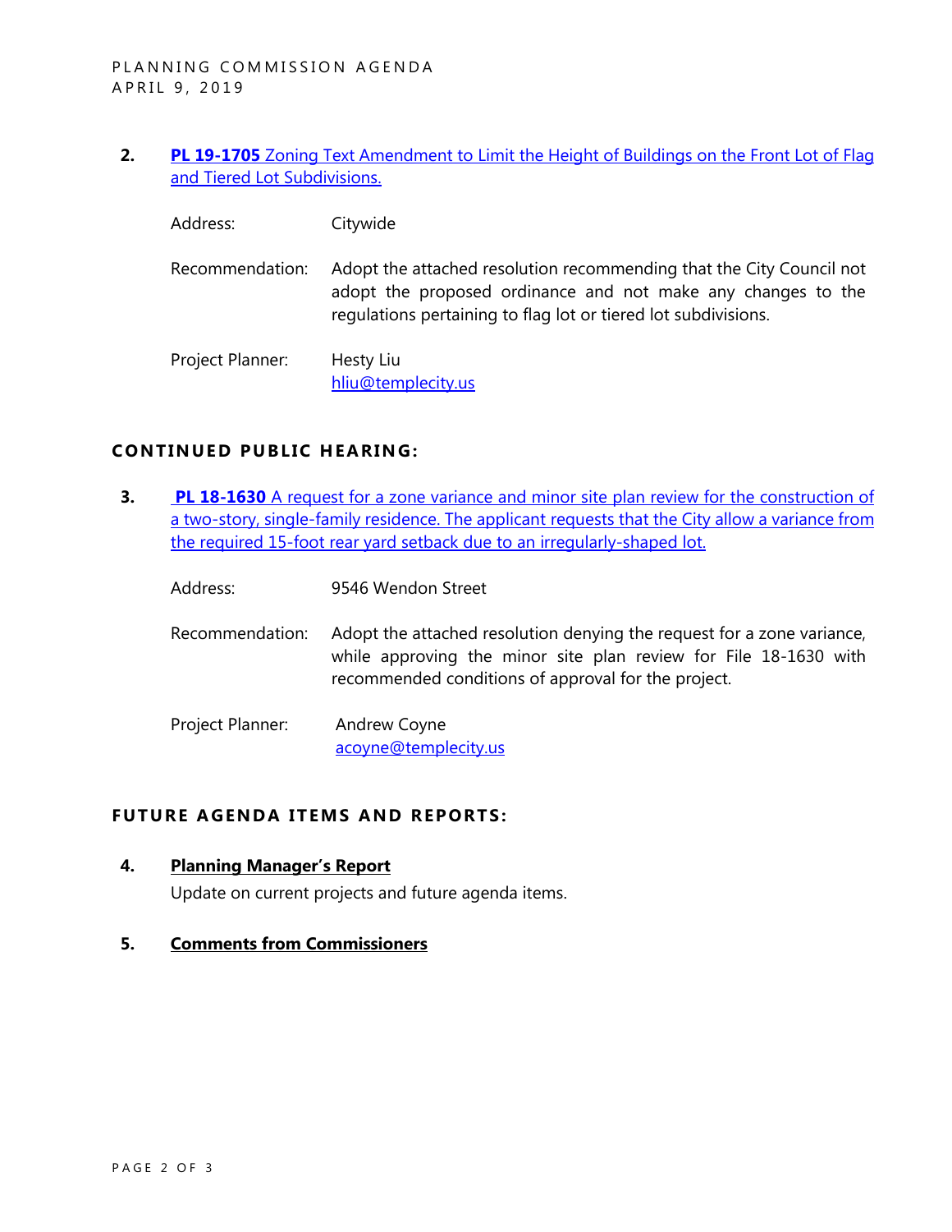2. **PL 19-1705** Zoning Text Amendment to Limit the Height of Buildings on the Front Lot of Flag and Tiered Lot Subdivisions.

   Address: Citywide

   Recommendation: Adopt the attached resolution recommending that the City Council not adopt the proposed ordinance and not make any changes to the regulations pertaining to flag lot or tiered lot subdivisions.

   Project Planner: Hesty Liu
   hliu@templecity.us

## CONTINUED PUBLIC HEARING:

3. **PL 18-1630** A request for a zone variance and minor site plan review for the construction of a two-story, single-family residence. The applicant requests that the City allow a variance from the required 15-foot rear yard setback due to an irregularly-shaped lot.

   Address: 9546 Wendon Street

   Recommendation: Adopt the attached resolution denying the request for a zone variance, while approving the minor site plan review for File 18-1630 with recommended conditions of approval for the project.

   Project Planner: Andrew Coyne
   acoyne@templecity.us

## FUTURE AGENDA ITEMS AND REPORTS:

4. **Planning Manager's Report**

   Update on current projects and future agenda items.

5. **Comments from Commissioners**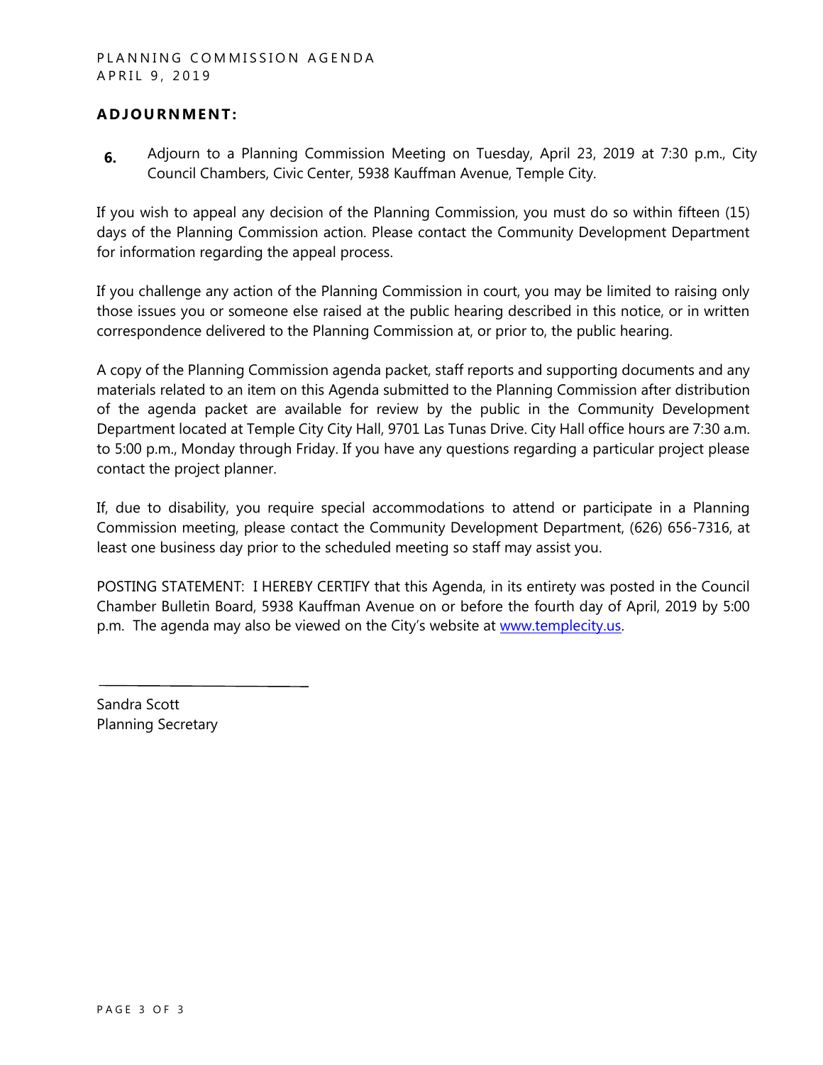## ADJOURNMENT:

6. Adjourn to a Planning Commission Meeting on Tuesday, April 23, 2019 at 7:30 p.m., City Council Chambers, Civic Center, 5938 Kauffman Avenue, Temple City.

If you wish to appeal any decision of the Planning Commission, you must do so within fifteen (15) days of the Planning Commission action. Please contact the Community Development Department for information regarding the appeal process.

If you challenge any action of the Planning Commission in court, you may be limited to raising only those issues you or someone else raised at the public hearing described in this notice, or in written correspondence delivered to the Planning Commission at, or prior to, the public hearing.

A copy of the Planning Commission agenda packet, staff reports and supporting documents and any materials related to an item on this Agenda submitted to the Planning Commission after distribution of the agenda packet are available for review by the public in the Community Development Department located at Temple City City Hall, 9701 Las Tunas Drive. City Hall office hours are 7:30 a.m. to 5:00 p.m., Monday through Friday. If you have any questions regarding a particular project please contact the project planner.

If, due to disability, you require special accommodations to attend or participate in a Planning Commission meeting, please contact the Community Development Department, (626) 656-7316, at least one business day prior to the scheduled meeting so staff may assist you.

POSTING STATEMENT: I HEREBY CERTIFY that this Agenda, in its entirety was posted in the Council Chamber Bulletin Board, 5938 Kauffman Avenue on or before the fourth day of April, 2019 by 5:00 p.m. The agenda may also be viewed on the City's website at www.templecity.us.

Sandra Scott
Planning Secretary